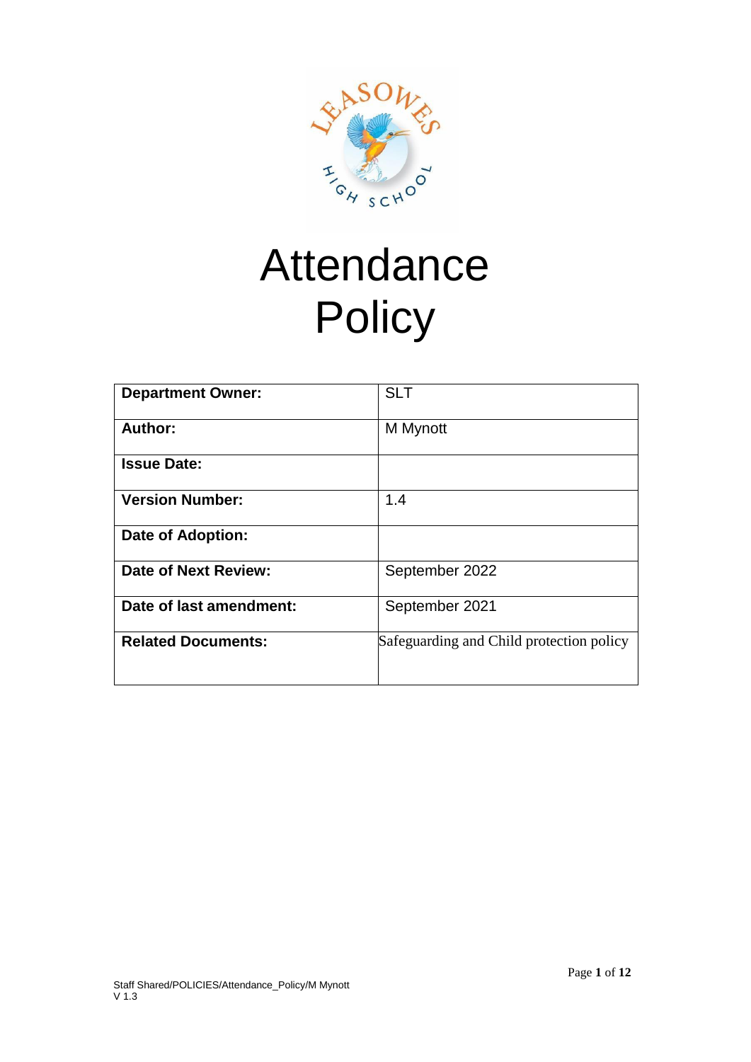# Attendance Policy

| Department Owner: | SLT |
| --- | --- |
| Author: | M Mynott |
| Issue Date: | |
| Version Number: | 1.4 |
| Date of Adoption: | |
| Date of Next Review: | September 2022 |
| Date of last amendment: | September 2021 |
| Related Documents: | Safeguarding and Child protection policy |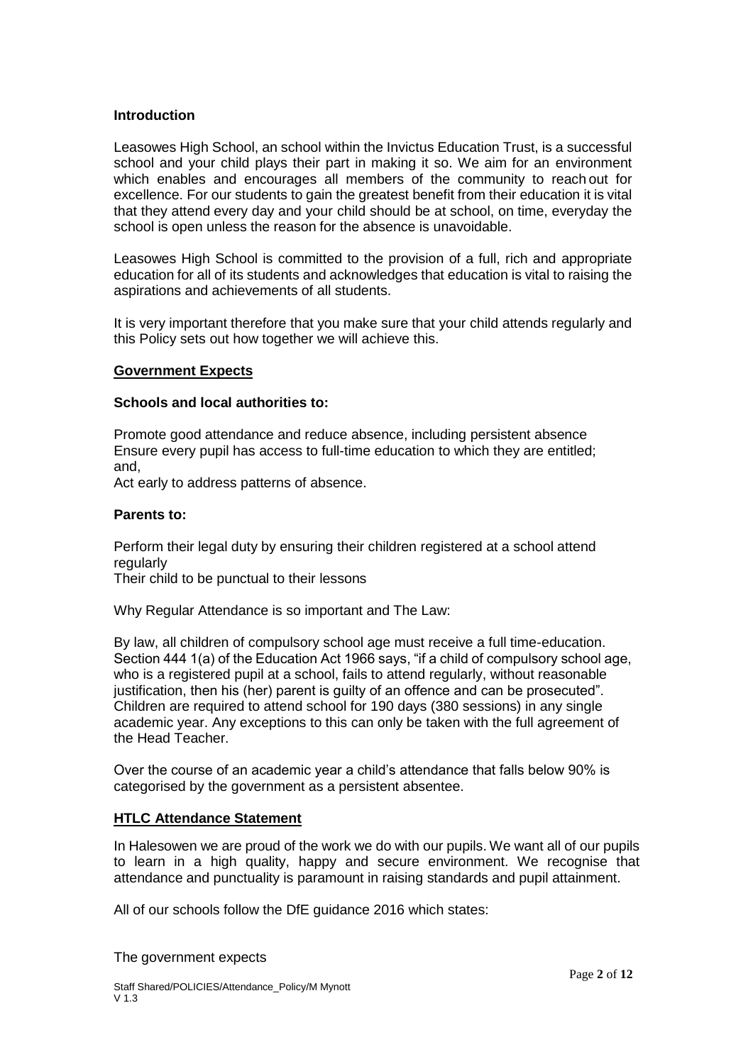**Introduction**

Leasowes High School, an school within the Invictus Education Trust, is a successful school and your child plays their part in making it so. We aim for an environment which enables and encourages all members of the community to reach out for excellence. For our students to gain the greatest benefit from their education it is vital that they attend every day and your child should be at school, on time, everyday the school is open unless the reason for the absence is unavoidable.

Leasowes High School is committed to the provision of a full, rich and appropriate education for all of its students and acknowledges that education is vital to raising the aspirations and achievements of all students.

It is very important therefore that you make sure that your child attends regularly and this Policy sets out how together we will achieve this.

**<u>Government Expects</u>**

**Schools and local authorities to:**

Promote good attendance and reduce absence, including persistent absence
Ensure every pupil has access to full-time education to which they are entitled; and,
Act early to address patterns of absence.

**Parents to:**

Perform their legal duty by ensuring their children registered at a school attend regularly
Their child to be punctual to their lessons

Why Regular Attendance is so important and The Law:

By law, all children of compulsory school age must receive a full time-education. Section 444 1(a) of the Education Act 1966 says, "if a child of compulsory school age, who is a registered pupil at a school, fails to attend regularly, without reasonable justification, then his (her) parent is guilty of an offence and can be prosecuted". Children are required to attend school for 190 days (380 sessions) in any single academic year. Any exceptions to this can only be taken with the full agreement of the Head Teacher.

Over the course of an academic year a child's attendance that falls below 90% is categorised by the government as a persistent absentee.

**<u>HTLC Attendance Statement</u>**

In Halesowen we are proud of the work we do with our pupils. We want all of our pupils to learn in a high quality, happy and secure environment. We recognise that attendance and punctuality is paramount in raising standards and pupil attainment.

All of our schools follow the DfE guidance 2016 which states:

The government expects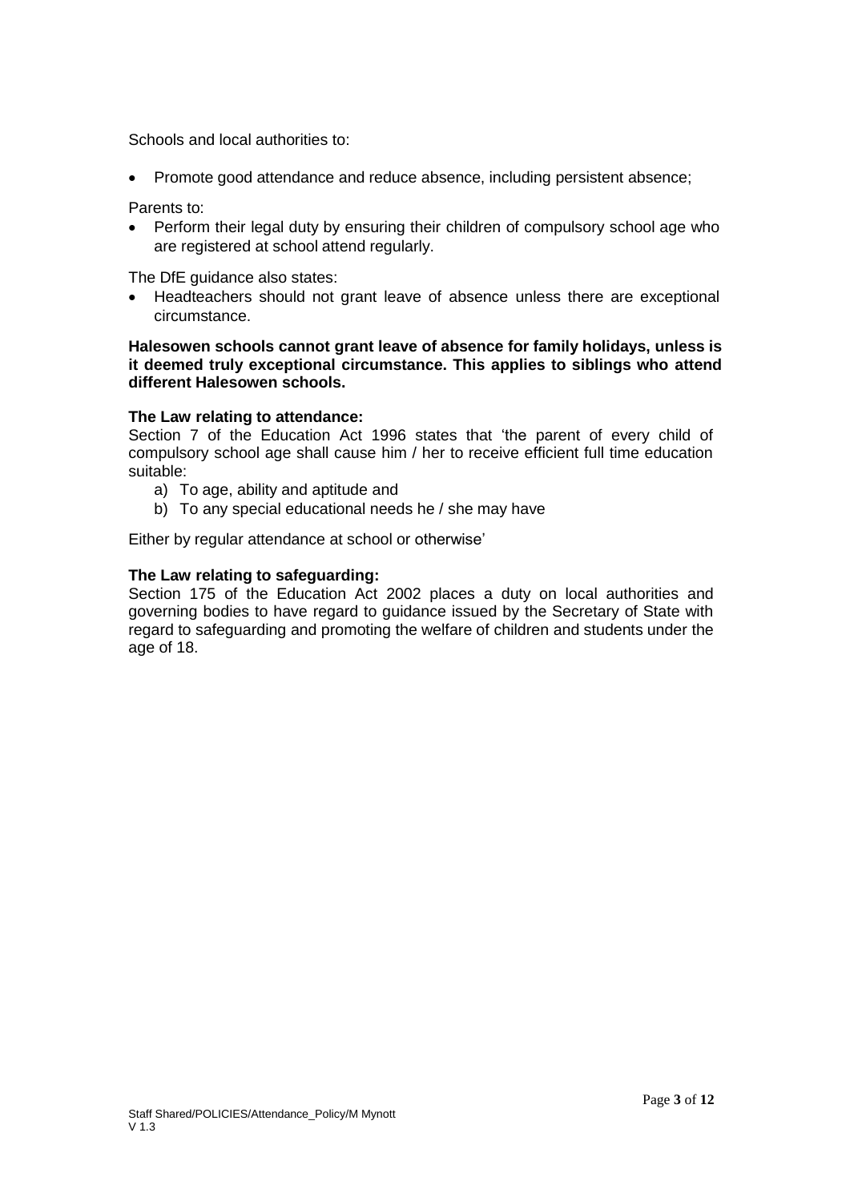Schools and local authorities to:

- Promote good attendance and reduce absence, including persistent absence;

Parents to:

- Perform their legal duty by ensuring their children of compulsory school age who are registered at school attend regularly.

The DfE guidance also states:

- Headteachers should not grant leave of absence unless there are exceptional circumstance.

**Halesowen schools cannot grant leave of absence for family holidays, unless is it deemed truly exceptional circumstance. This applies to siblings who attend different Halesowen schools.**

**The Law relating to attendance:**
Section 7 of the Education Act 1996 states that 'the parent of every child of compulsory school age shall cause him / her to receive efficient full time education suitable:

a) To age, ability and aptitude and
b) To any special educational needs he / she may have

Either by regular attendance at school or otherwise'

**The Law relating to safeguarding:**
Section 175 of the Education Act 2002 places a duty on local authorities and governing bodies to have regard to guidance issued by the Secretary of State with regard to safeguarding and promoting the welfare of children and students under the age of 18.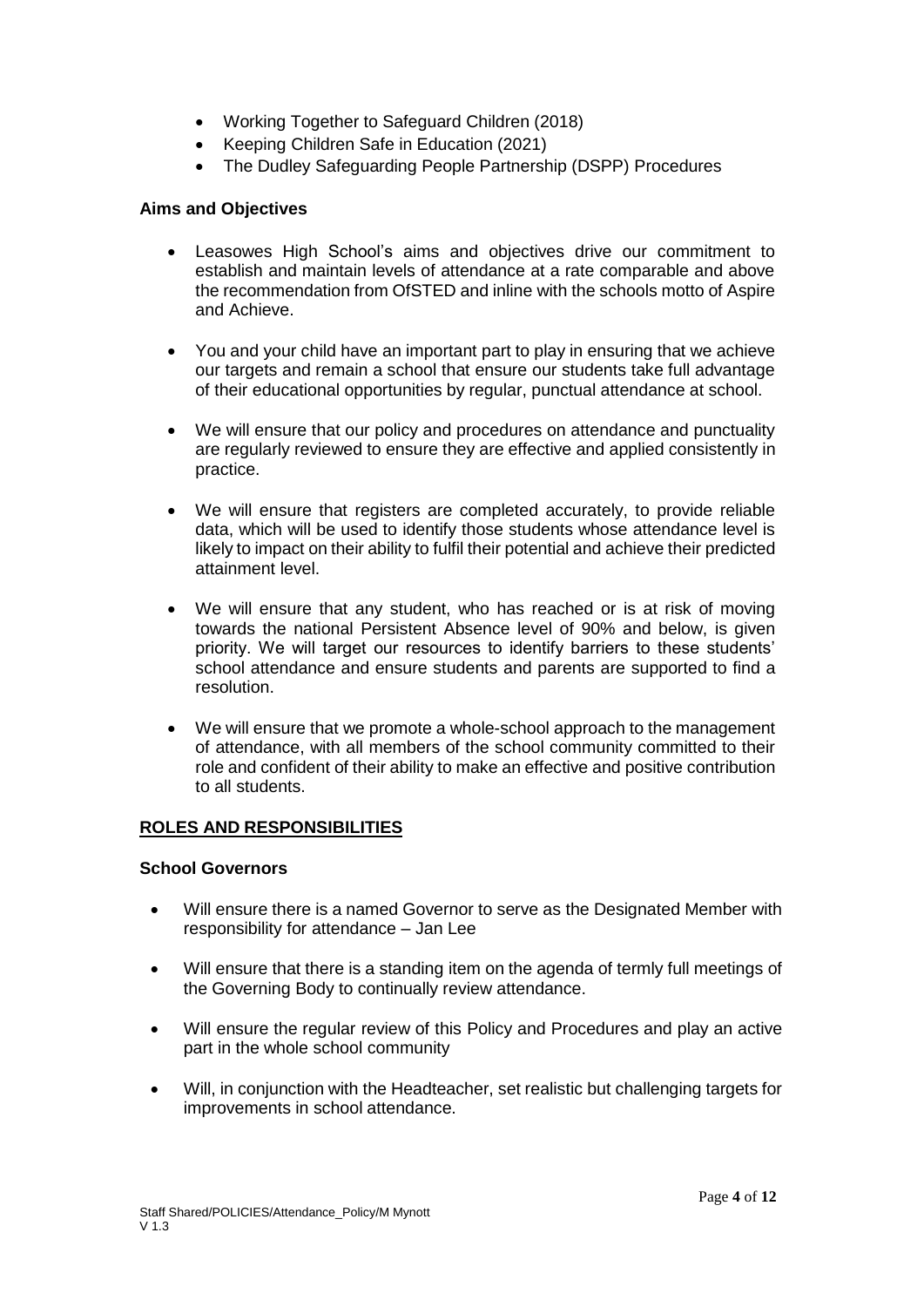- Working Together to Safeguard Children (2018)
- Keeping Children Safe in Education (2021)
- The Dudley Safeguarding People Partnership (DSPP) Procedures

### Aims and Objectives

- Leasowes High School's aims and objectives drive our commitment to establish and maintain levels of attendance at a rate comparable and above the recommendation from OfSTED and inline with the schools motto of Aspire and Achieve.

- You and your child have an important part to play in ensuring that we achieve our targets and remain a school that ensure our students take full advantage of their educational opportunities by regular, punctual attendance at school.

- We will ensure that our policy and procedures on attendance and punctuality are regularly reviewed to ensure they are effective and applied consistently in practice.

- We will ensure that registers are completed accurately, to provide reliable data, which will be used to identify those students whose attendance level is likely to impact on their ability to fulfil their potential and achieve their predicted attainment level.

- We will ensure that any student, who has reached or is at risk of moving towards the national Persistent Absence level of 90% and below, is given priority. We will target our resources to identify barriers to these students' school attendance and ensure students and parents are supported to find a resolution.

- We will ensure that we promote a whole-school approach to the management of attendance, with all members of the school community committed to their role and confident of their ability to make an effective and positive contribution to all students.

## ROLES AND RESPONSIBILITIES

### School Governors

- Will ensure there is a named Governor to serve as the Designated Member with responsibility for attendance – Jan Lee

- Will ensure that there is a standing item on the agenda of termly full meetings of the Governing Body to continually review attendance.

- Will ensure the regular review of this Policy and Procedures and play an active part in the whole school community

- Will, in conjunction with the Headteacher, set realistic but challenging targets for improvements in school attendance.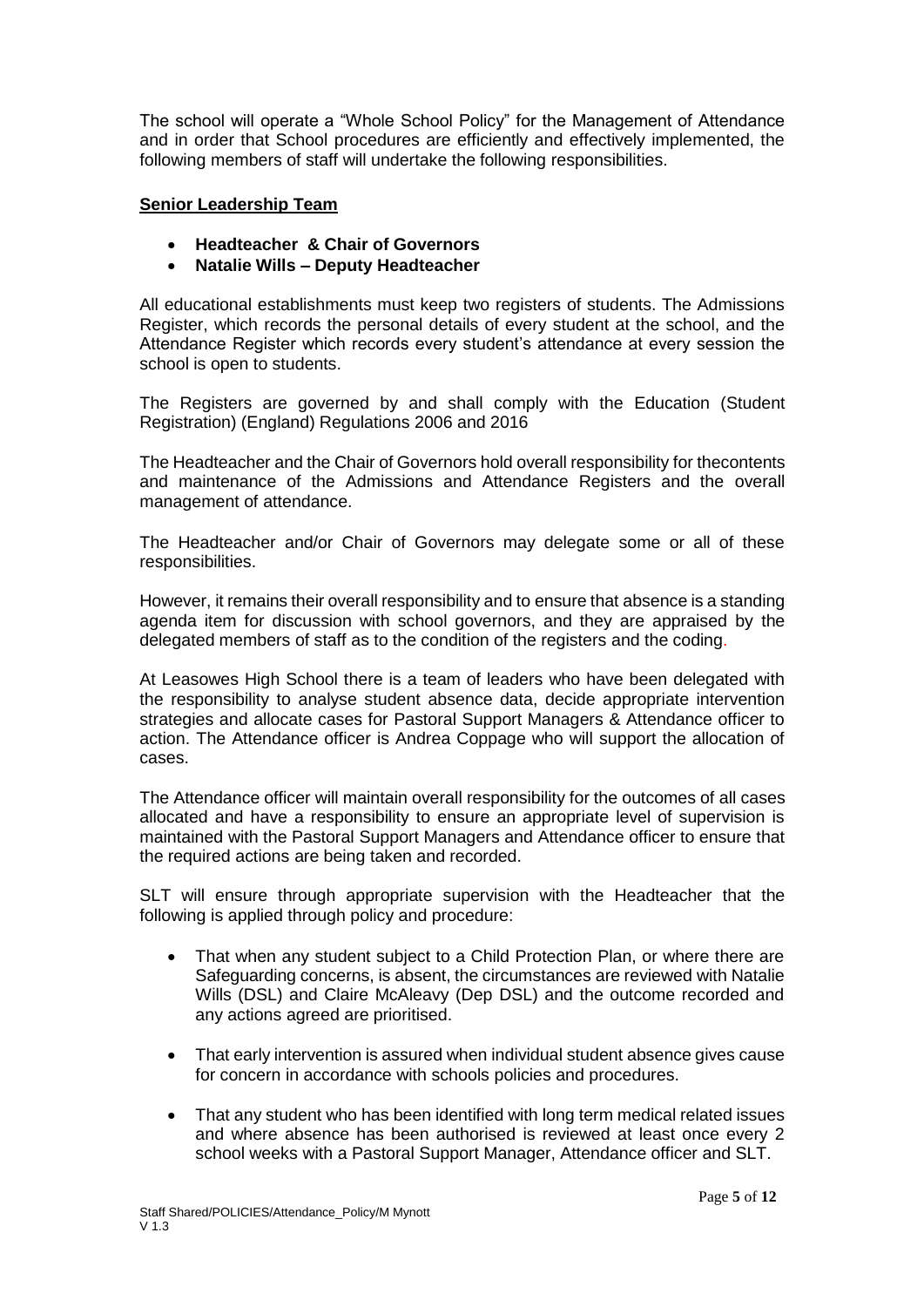The school will operate a "Whole School Policy" for the Management of Attendance and in order that School procedures are efficiently and effectively implemented, the following members of staff will undertake the following responsibilities.

**Senior Leadership Team**

- **Headteacher & Chair of Governors**
- **Natalie Wills – Deputy Headteacher**

All educational establishments must keep two registers of students. The Admissions Register, which records the personal details of every student at the school, and the Attendance Register which records every student's attendance at every session the school is open to students.

The Registers are governed by and shall comply with the Education (Student Registration) (England) Regulations 2006 and 2016

The Headteacher and the Chair of Governors hold overall responsibility for thecontents and maintenance of the Admissions and Attendance Registers and the overall management of attendance.

The Headteacher and/or Chair of Governors may delegate some or all of these responsibilities.

However, it remains their overall responsibility and to ensure that absence is a standing agenda item for discussion with school governors, and they are appraised by the delegated members of staff as to the condition of the registers and the coding.

At Leasowes High School there is a team of leaders who have been delegated with the responsibility to analyse student absence data, decide appropriate intervention strategies and allocate cases for Pastoral Support Managers & Attendance officer to action. The Attendance officer is Andrea Coppage who will support the allocation of cases.

The Attendance officer will maintain overall responsibility for the outcomes of all cases allocated and have a responsibility to ensure an appropriate level of supervision is maintained with the Pastoral Support Managers and Attendance officer to ensure that the required actions are being taken and recorded.

SLT will ensure through appropriate supervision with the Headteacher that the following is applied through policy and procedure:

- That when any student subject to a Child Protection Plan, or where there are Safeguarding concerns, is absent, the circumstances are reviewed with Natalie Wills (DSL) and Claire McAleavy (Dep DSL) and the outcome recorded and any actions agreed are prioritised.
- That early intervention is assured when individual student absence gives cause for concern in accordance with schools policies and procedures.
- That any student who has been identified with long term medical related issues and where absence has been authorised is reviewed at least once every 2 school weeks with a Pastoral Support Manager, Attendance officer and SLT.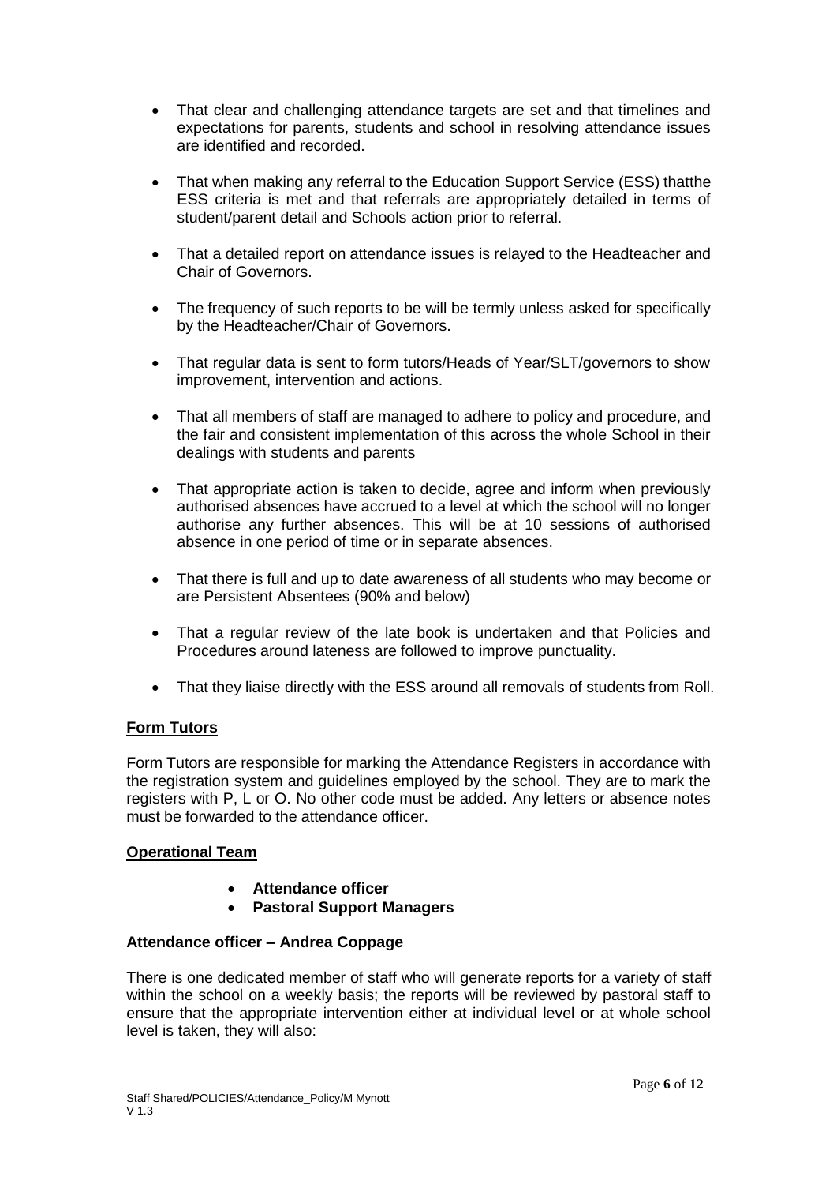- That clear and challenging attendance targets are set and that timelines and expectations for parents, students and school in resolving attendance issues are identified and recorded.

- That when making any referral to the Education Support Service (ESS) thatthe ESS criteria is met and that referrals are appropriately detailed in terms of student/parent detail and Schools action prior to referral.

- That a detailed report on attendance issues is relayed to the Headteacher and Chair of Governors.

- The frequency of such reports to be will be termly unless asked for specifically by the Headteacher/Chair of Governors.

- That regular data is sent to form tutors/Heads of Year/SLT/governors to show improvement, intervention and actions.

- That all members of staff are managed to adhere to policy and procedure, and the fair and consistent implementation of this across the whole School in their dealings with students and parents

- That appropriate action is taken to decide, agree and inform when previously authorised absences have accrued to a level at which the school will no longer authorise any further absences. This will be at 10 sessions of authorised absence in one period of time or in separate absences.

- That there is full and up to date awareness of all students who may become or are Persistent Absentees (90% and below)

- That a regular review of the late book is undertaken and that Policies and Procedures around lateness are followed to improve punctuality.

- That they liaise directly with the ESS around all removals of students from Roll.

**Form Tutors**

Form Tutors are responsible for marking the Attendance Registers in accordance with the registration system and guidelines employed by the school. They are to mark the registers with P, L or O. No other code must be added. Any letters or absence notes must be forwarded to the attendance officer.

**Operational Team**

- **Attendance officer**
- **Pastoral Support Managers**

**Attendance officer – Andrea Coppage**

There is one dedicated member of staff who will generate reports for a variety of staff within the school on a weekly basis; the reports will be reviewed by pastoral staff to ensure that the appropriate intervention either at individual level or at whole school level is taken, they will also: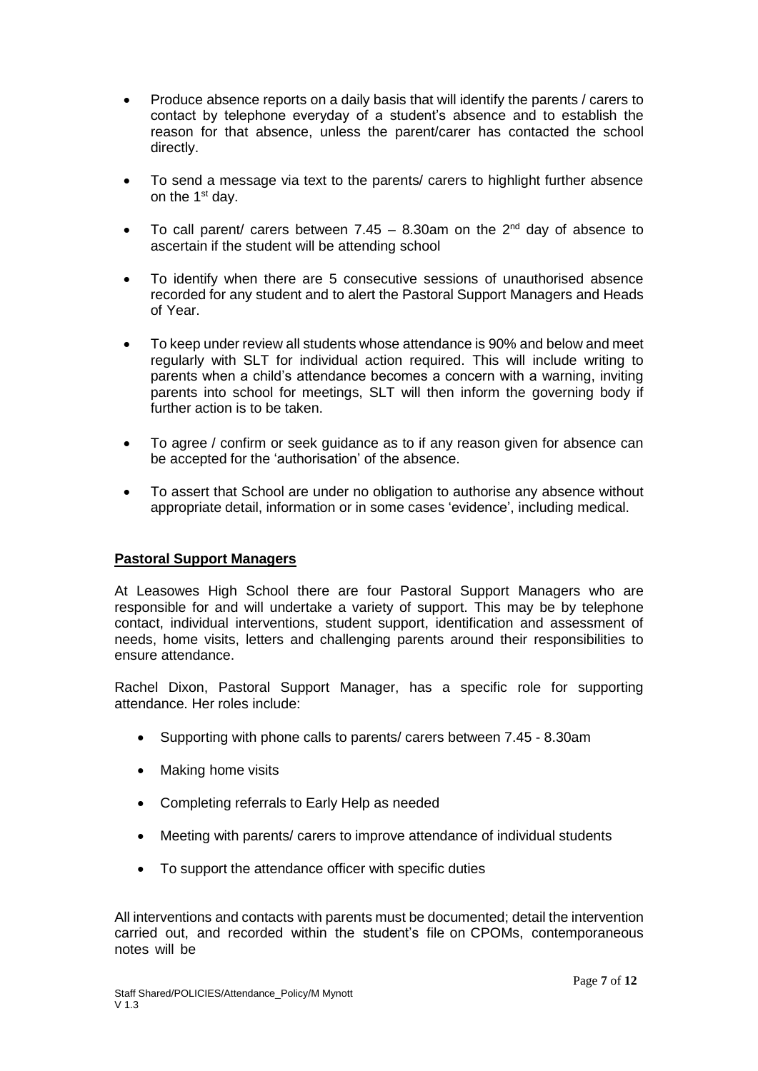- Produce absence reports on a daily basis that will identify the parents / carers to contact by telephone everyday of a student's absence and to establish the reason for that absence, unless the parent/carer has contacted the school directly.
- To send a message via text to the parents/ carers to highlight further absence on the 1st day.
- To call parent/ carers between 7.45 – 8.30am on the 2nd day of absence to ascertain if the student will be attending school
- To identify when there are 5 consecutive sessions of unauthorised absence recorded for any student and to alert the Pastoral Support Managers and Heads of Year.
- To keep under review all students whose attendance is 90% and below and meet regularly with SLT for individual action required. This will include writing to parents when a child's attendance becomes a concern with a warning, inviting parents into school for meetings, SLT will then inform the governing body if further action is to be taken.
- To agree / confirm or seek guidance as to if any reason given for absence can be accepted for the 'authorisation' of the absence.
- To assert that School are under no obligation to authorise any absence without appropriate detail, information or in some cases 'evidence', including medical.

**Pastoral Support Managers**

At Leasowes High School there are four Pastoral Support Managers who are responsible for and will undertake a variety of support. This may be by telephone contact, individual interventions, student support, identification and assessment of needs, home visits, letters and challenging parents around their responsibilities to ensure attendance.

Rachel Dixon, Pastoral Support Manager, has a specific role for supporting attendance. Her roles include:

- Supporting with phone calls to parents/ carers between 7.45 - 8.30am
- Making home visits
- Completing referrals to Early Help as needed
- Meeting with parents/ carers to improve attendance of individual students
- To support the attendance officer with specific duties

All interventions and contacts with parents must be documented; detail the intervention carried out, and recorded within the student's file on CPOMs, contemporaneous notes will be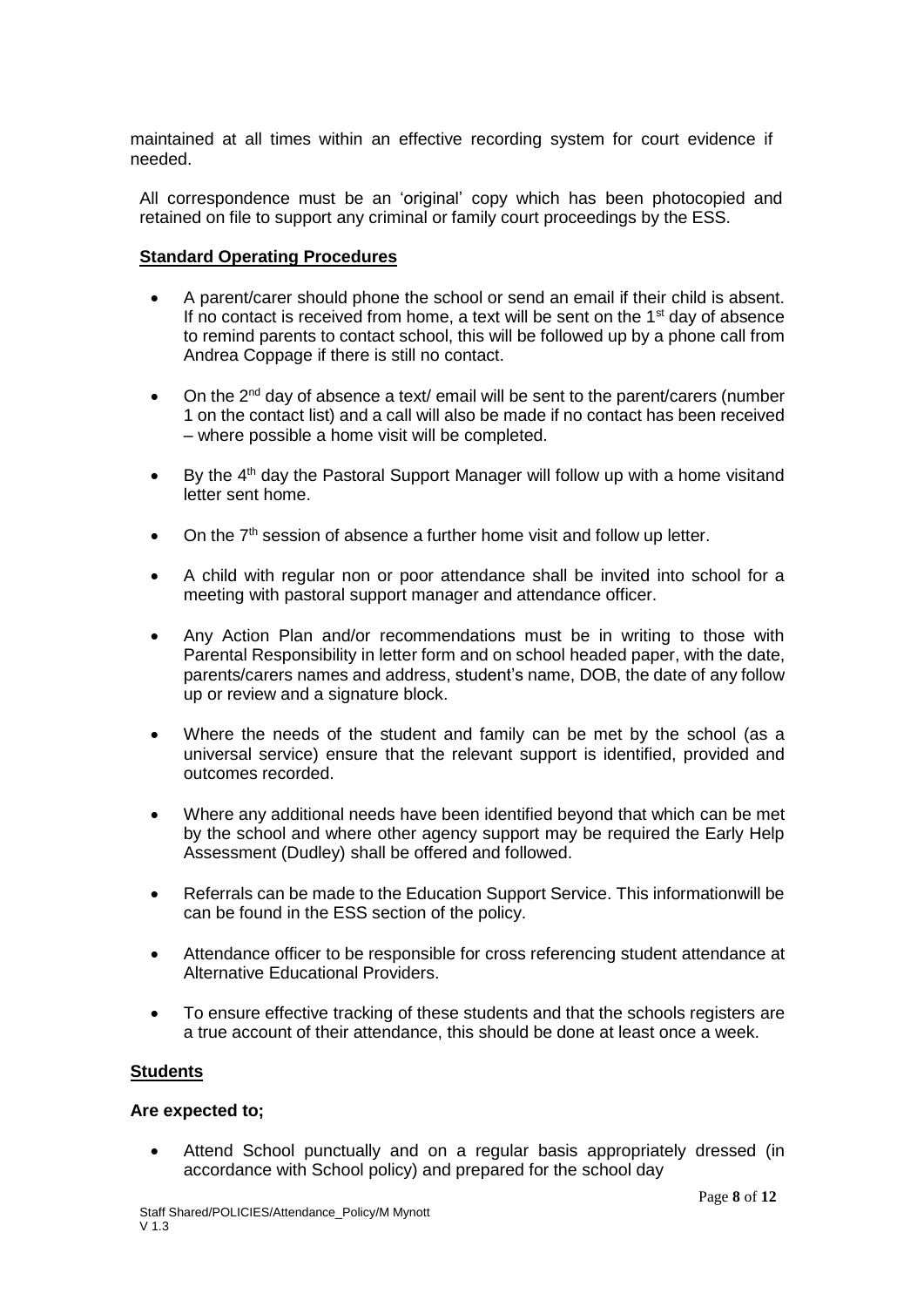maintained at all times within an effective recording system for court evidence if needed.

All correspondence must be an 'original' copy which has been photocopied and retained on file to support any criminal or family court proceedings by the ESS.

**Standard Operating Procedures**

- A parent/carer should phone the school or send an email if their child is absent. If no contact is received from home, a text will be sent on the 1st day of absence to remind parents to contact school, this will be followed up by a phone call from Andrea Coppage if there is still no contact.
- On the 2nd day of absence a text/ email will be sent to the parent/carers (number 1 on the contact list) and a call will also be made if no contact has been received – where possible a home visit will be completed.
- By the 4th day the Pastoral Support Manager will follow up with a home visitand letter sent home.
- On the 7th session of absence a further home visit and follow up letter.
- A child with regular non or poor attendance shall be invited into school for a meeting with pastoral support manager and attendance officer.
- Any Action Plan and/or recommendations must be in writing to those with Parental Responsibility in letter form and on school headed paper, with the date, parents/carers names and address, student's name, DOB, the date of any follow up or review and a signature block.
- Where the needs of the student and family can be met by the school (as a universal service) ensure that the relevant support is identified, provided and outcomes recorded.
- Where any additional needs have been identified beyond that which can be met by the school and where other agency support may be required the Early Help Assessment (Dudley) shall be offered and followed.
- Referrals can be made to the Education Support Service. This informationwill be can be found in the ESS section of the policy.
- Attendance officer to be responsible for cross referencing student attendance at Alternative Educational Providers.
- To ensure effective tracking of these students and that the schools registers are a true account of their attendance, this should be done at least once a week.

**Students**

**Are expected to;**

- Attend School punctually and on a regular basis appropriately dressed (in accordance with School policy) and prepared for the school day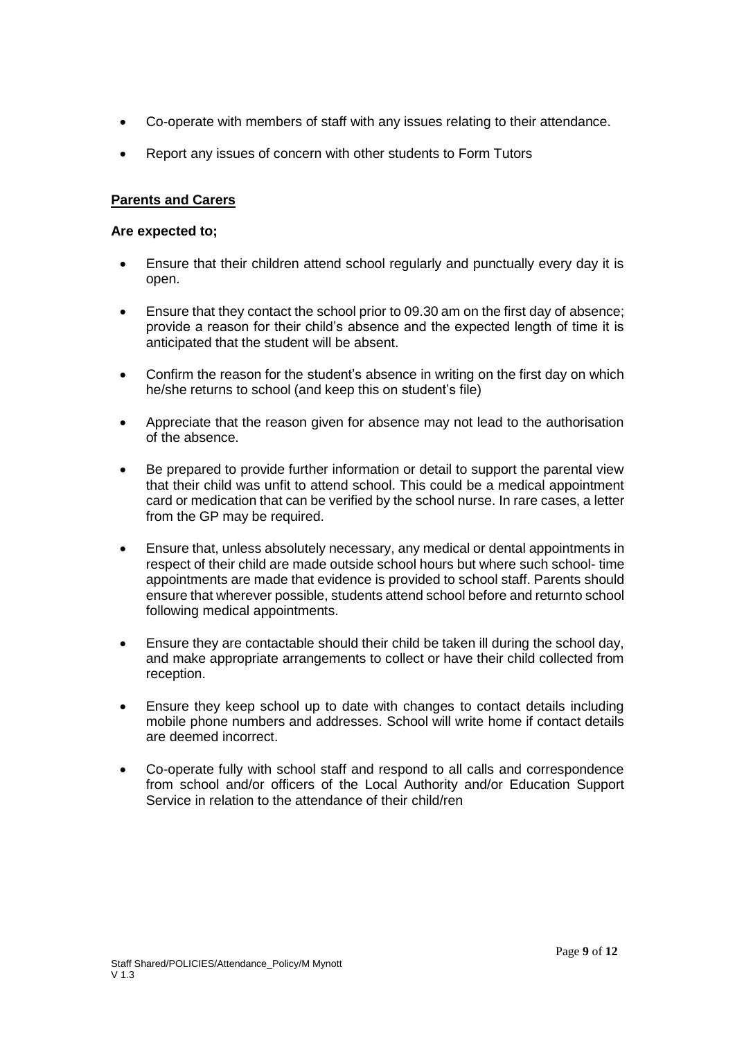- Co-operate with members of staff with any issues relating to their attendance.
- Report any issues of concern with other students to Form Tutors

**Parents and Carers**

**Are expected to;**

- Ensure that their children attend school regularly and punctually every day it is open.
- Ensure that they contact the school prior to 09.30 am on the first day of absence; provide a reason for their child's absence and the expected length of time it is anticipated that the student will be absent.
- Confirm the reason for the student's absence in writing on the first day on which he/she returns to school (and keep this on student's file)
- Appreciate that the reason given for absence may not lead to the authorisation of the absence.
- Be prepared to provide further information or detail to support the parental view that their child was unfit to attend school. This could be a medical appointment card or medication that can be verified by the school nurse. In rare cases, a letter from the GP may be required.
- Ensure that, unless absolutely necessary, any medical or dental appointments in respect of their child are made outside school hours but where such school- time appointments are made that evidence is provided to school staff. Parents should ensure that wherever possible, students attend school before and returnto school following medical appointments.
- Ensure they are contactable should their child be taken ill during the school day, and make appropriate arrangements to collect or have their child collected from reception.
- Ensure they keep school up to date with changes to contact details including mobile phone numbers and addresses. School will write home if contact details are deemed incorrect.
- Co-operate fully with school staff and respond to all calls and correspondence from school and/or officers of the Local Authority and/or Education Support Service in relation to the attendance of their child/ren

Staff Shared/POLICIES/Attendance_Policy/M Mynott
V 1.3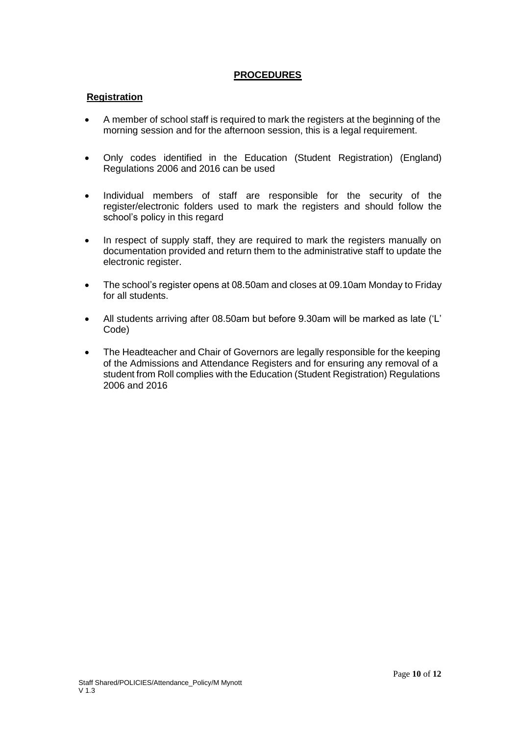## PROCEDURES

### Registration

- A member of school staff is required to mark the registers at the beginning of the morning session and for the afternoon session, this is a legal requirement.

- Only codes identified in the Education (Student Registration) (England) Regulations 2006 and 2016 can be used

- Individual members of staff are responsible for the security of the register/electronic folders used to mark the registers and should follow the school's policy in this regard

- In respect of supply staff, they are required to mark the registers manually on documentation provided and return them to the administrative staff to update the electronic register.

- The school's register opens at 08.50am and closes at 09.10am Monday to Friday for all students.

- All students arriving after 08.50am but before 9.30am will be marked as late ('L' Code)

- The Headteacher and Chair of Governors are legally responsible for the keeping of the Admissions and Attendance Registers and for ensuring any removal of a student from Roll complies with the Education (Student Registration) Regulations 2006 and 2016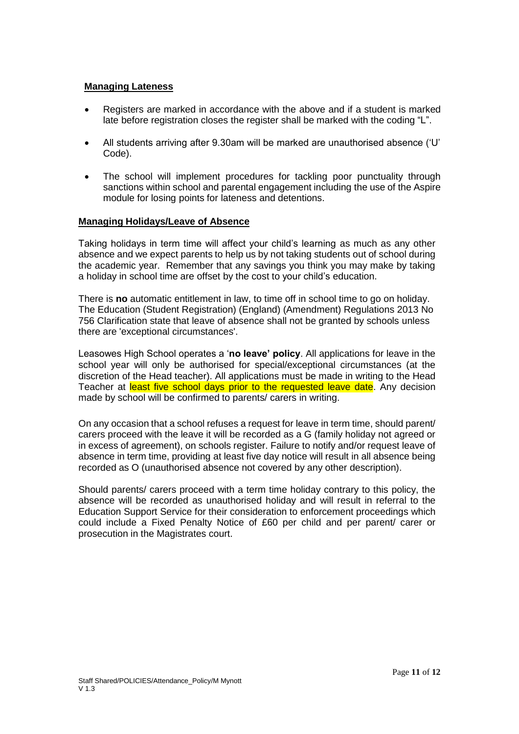**Managing Lateness**

- Registers are marked in accordance with the above and if a student is marked late before registration closes the register shall be marked with the coding "L".
- All students arriving after 9.30am will be marked are unauthorised absence ('U' Code).
- The school will implement procedures for tackling poor punctuality through sanctions within school and parental engagement including the use of the Aspire module for losing points for lateness and detentions.

**Managing Holidays/Leave of Absence**

Taking holidays in term time will affect your child's learning as much as any other absence and we expect parents to help us by not taking students out of school during the academic year. Remember that any savings you think you may make by taking a holiday in school time are offset by the cost to your child's education.

There is **no** automatic entitlement in law, to time off in school time to go on holiday. The Education (Student Registration) (England) (Amendment) Regulations 2013 No 756 Clarification state that leave of absence shall not be granted by schools unless there are 'exceptional circumstances'.

Leasowes High School operates a '**no leave' policy**. All applications for leave in the school year will only be authorised for special/exceptional circumstances (at the discretion of the Head teacher). All applications must be made in writing to the Head Teacher at least five school days prior to the requested leave date. Any decision made by school will be confirmed to parents/ carers in writing.

On any occasion that a school refuses a request for leave in term time, should parent/ carers proceed with the leave it will be recorded as a G (family holiday not agreed or in excess of agreement), on schools register. Failure to notify and/or request leave of absence in term time, providing at least five day notice will result in all absence being recorded as O (unauthorised absence not covered by any other description).

Should parents/ carers proceed with a term time holiday contrary to this policy, the absence will be recorded as unauthorised holiday and will result in referral to the Education Support Service for their consideration to enforcement proceedings which could include a Fixed Penalty Notice of £60 per child and per parent/ carer or prosecution in the Magistrates court.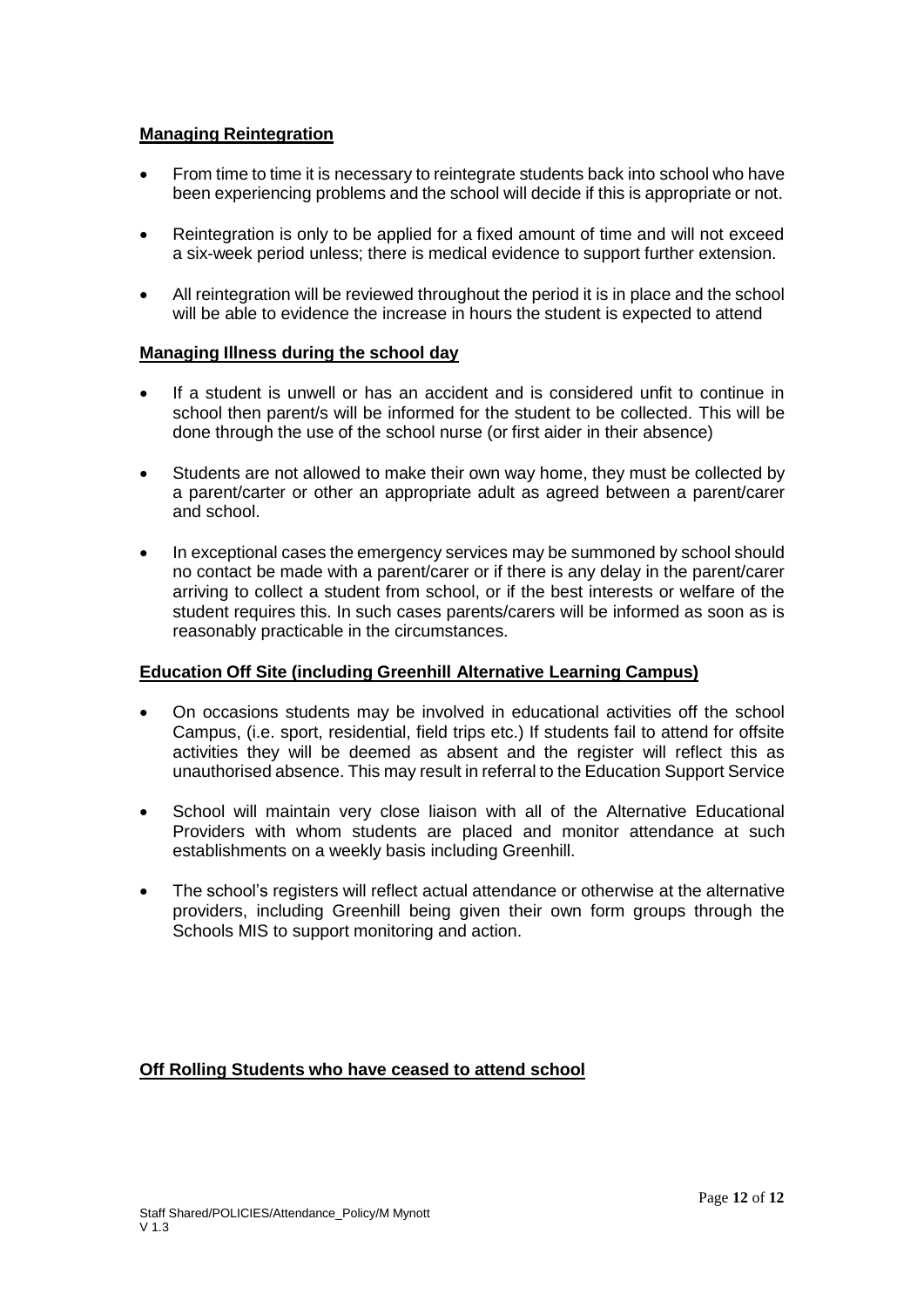**Managing Reintegration**

- From time to time it is necessary to reintegrate students back into school who have been experiencing problems and the school will decide if this is appropriate or not.
- Reintegration is only to be applied for a fixed amount of time and will not exceed a six-week period unless; there is medical evidence to support further extension.
- All reintegration will be reviewed throughout the period it is in place and the school will be able to evidence the increase in hours the student is expected to attend

**Managing Illness during the school day**

- If a student is unwell or has an accident and is considered unfit to continue in school then parent/s will be informed for the student to be collected. This will be done through the use of the school nurse (or first aider in their absence)
- Students are not allowed to make their own way home, they must be collected by a parent/carter or other an appropriate adult as agreed between a parent/carer and school.
- In exceptional cases the emergency services may be summoned by school should no contact be made with a parent/carer or if there is any delay in the parent/carer arriving to collect a student from school, or if the best interests or welfare of the student requires this. In such cases parents/carers will be informed as soon as is reasonably practicable in the circumstances.

**Education Off Site (including Greenhill Alternative Learning Campus)**

- On occasions students may be involved in educational activities off the school Campus, (i.e. sport, residential, field trips etc.) If students fail to attend for offsite activities they will be deemed as absent and the register will reflect this as unauthorised absence. This may result in referral to the Education Support Service
- School will maintain very close liaison with all of the Alternative Educational Providers with whom students are placed and monitor attendance at such establishments on a weekly basis including Greenhill.
- The school's registers will reflect actual attendance or otherwise at the alternative providers, including Greenhill being given their own form groups through the Schools MIS to support monitoring and action.

**Off Rolling Students who have ceased to attend school**

Staff Shared/POLICIES/Attendance_Policy/M Mynott
V 1.3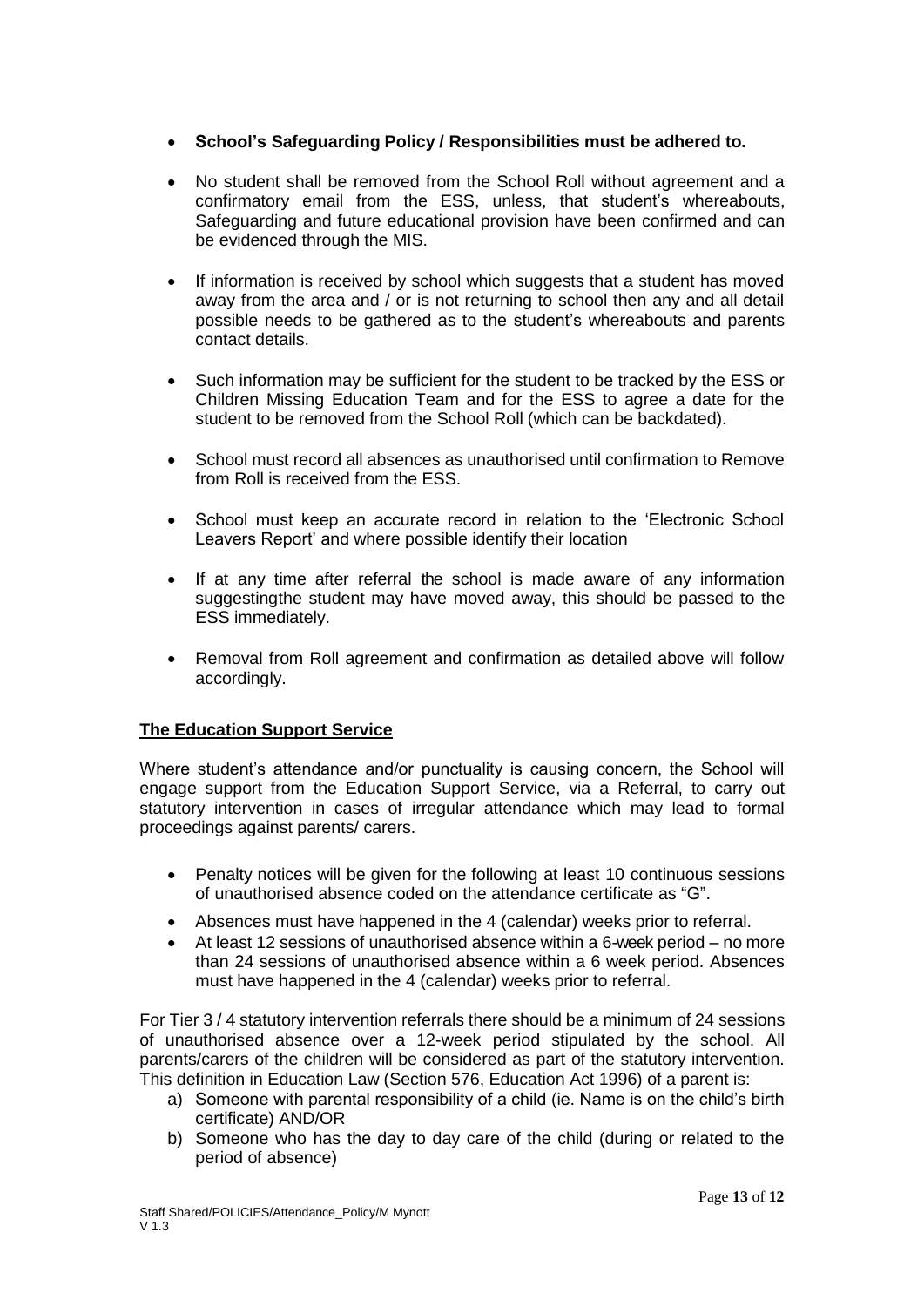- **School's Safeguarding Policy / Responsibilities must be adhered to.**

- No student shall be removed from the School Roll without agreement and a confirmatory email from the ESS, unless, that student's whereabouts, Safeguarding and future educational provision have been confirmed and can be evidenced through the MIS.

- If information is received by school which suggests that a student has moved away from the area and / or is not returning to school then any and all detail possible needs to be gathered as to the student's whereabouts and parents contact details.

- Such information may be sufficient for the student to be tracked by the ESS or Children Missing Education Team and for the ESS to agree a date for the student to be removed from the School Roll (which can be backdated).

- School must record all absences as unauthorised until confirmation to Remove from Roll is received from the ESS.

- School must keep an accurate record in relation to the 'Electronic School Leavers Report' and where possible identify their location

- If at any time after referral the school is made aware of any information suggestingthe student may have moved away, this should be passed to the ESS immediately.

- Removal from Roll agreement and confirmation as detailed above will follow accordingly.

## The Education Support Service

Where student's attendance and/or punctuality is causing concern, the School will engage support from the Education Support Service, via a Referral, to carry out statutory intervention in cases of irregular attendance which may lead to formal proceedings against parents/ carers.

- Penalty notices will be given for the following at least 10 continuous sessions of unauthorised absence coded on the attendance certificate as "G".
- Absences must have happened in the 4 (calendar) weeks prior to referral.
- At least 12 sessions of unauthorised absence within a 6-week period – no more than 24 sessions of unauthorised absence within a 6 week period. Absences must have happened in the 4 (calendar) weeks prior to referral.

For Tier 3 / 4 statutory intervention referrals there should be a minimum of 24 sessions of unauthorised absence over a 12-week period stipulated by the school. All parents/carers of the children will be considered as part of the statutory intervention. This definition in Education Law (Section 576, Education Act 1996) of a parent is:

a) Someone with parental responsibility of a child (ie. Name is on the child's birth certificate) AND/OR
b) Someone who has the day to day care of the child (during or related to the period of absence)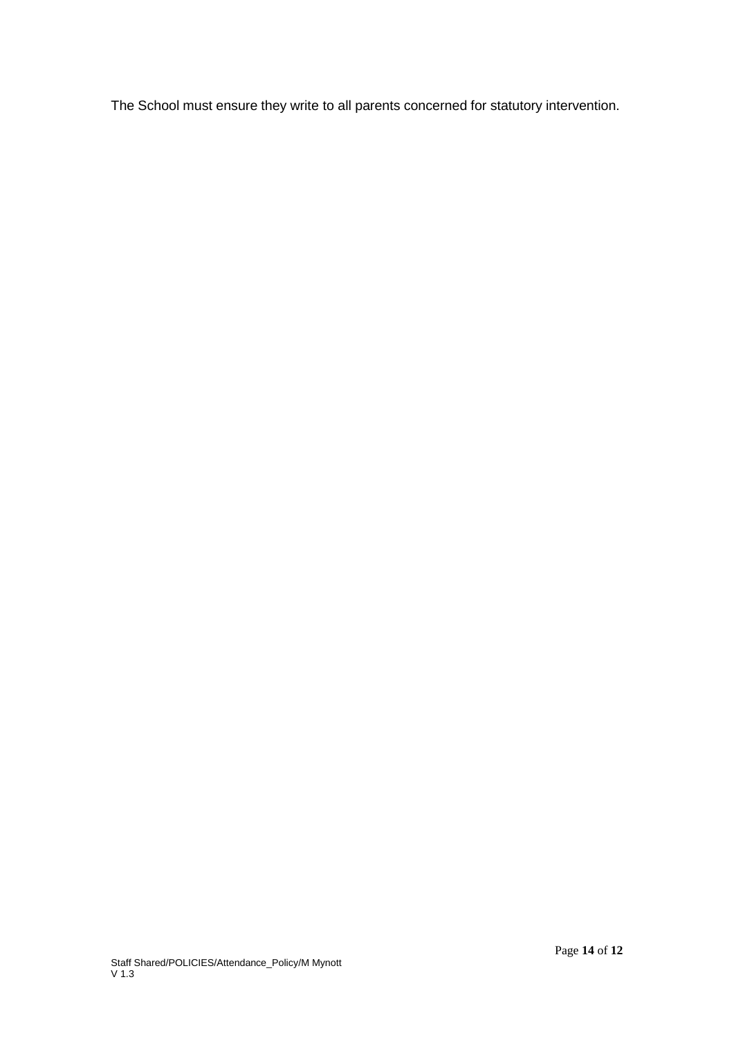The School must ensure they write to all parents concerned for statutory intervention.